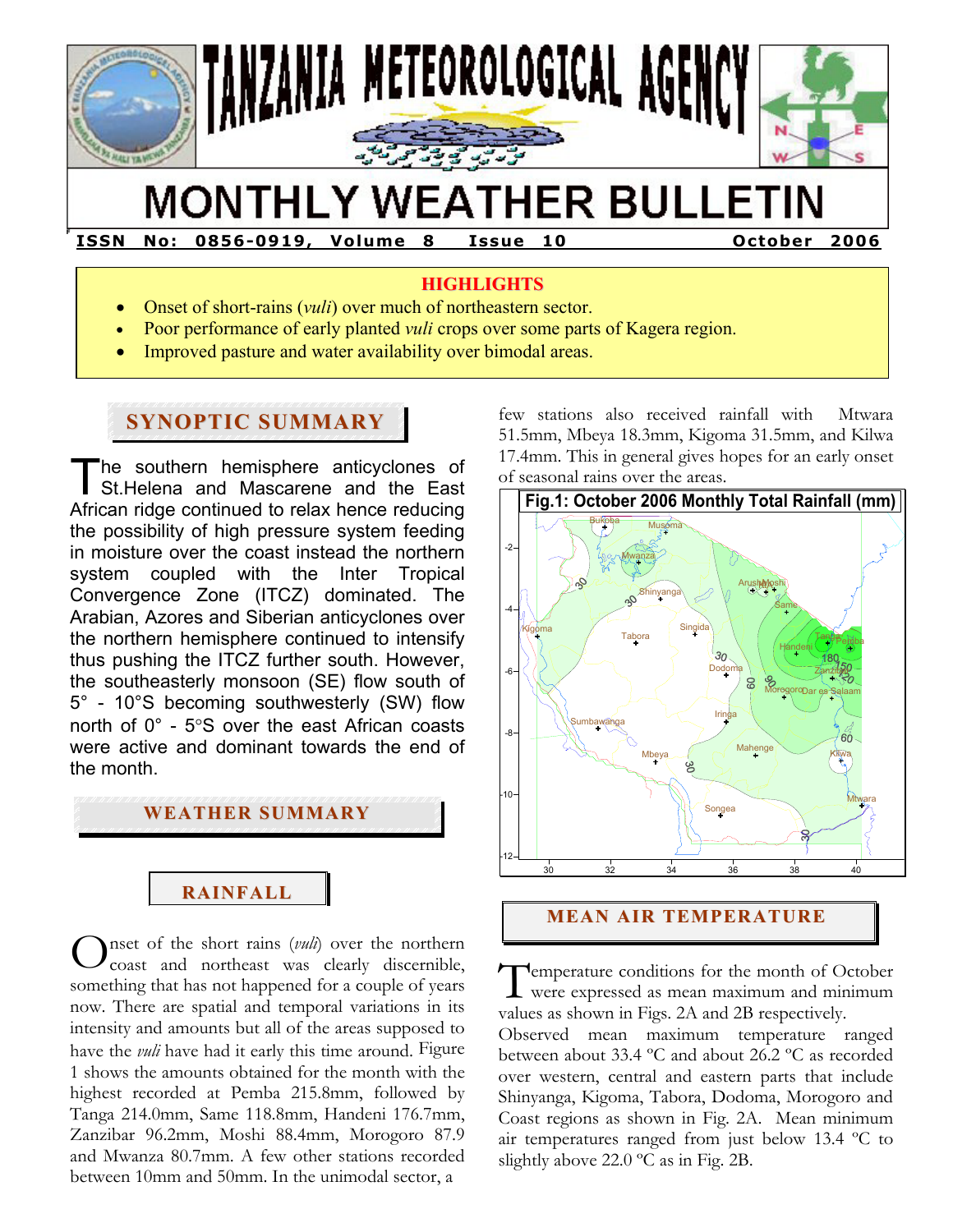# TANZANIA METEOROLOGICAL AGENCY

# MONTHLY WEATHER BULLETIN

**ISSN No: 0856-0919, Volume 8 Issue 10 October 2006**

**HIGHLIGHTS**

- Onset of short-rains (*vuli*) over much of northeastern sector.
- Poor performance of early planted *vuli* crops over some parts of Kagera region.
- Improved pasture and water availability over bimodal areas.

## SYNOPTIC SUMMARY

The southern hemisphere anticyclones of St.Helena and Mascarene and the East African ridge continued to relax hence reducing the possibility of high pressure system feeding in moisture over the coast instead the northern system coupled with the Inter Tropical Convergence Zone (ITCZ) dominated. The Arabian, Azores and Siberian anticyclones over the northern hemisphere continued to intensify thus pushing the ITCZ further south. However, the southeasterly monsoon (SE) flow south of 5° - 10°S becoming southwesterly (SW) flow north of 0° - 5°S over the east African coasts were active and dominant towards the end of the month.

## WEATHER SUMMARY

### RAINFALL

Onset of the short rains (*vuli*) over the northern coast and northeast was clearly discernible, something that has not happened for a couple of years now. There are spatial and temporal variations in its intensity and amounts but all of the areas supposed to have the *vuli* have had it early this time around. Figure 1 shows the amounts obtained for the month with the highest recorded at Pemba 215.8mm, followed by Tanga 214.0mm, Same 118.8mm, Handeni 176.7mm, Zanzibar 96.2mm, Moshi 88.4mm, Morogoro 87.9 and Mwanza 80.7mm. A few other stations recorded between 10mm and 50mm. In the unimodal sector, a few stations also received rainfall with Mtwara 51.5mm, Mbeya 18.3mm, Kigoma 31.5mm, and Kilwa 17.4mm. This in general gives hopes for an early onset of seasonal rains over the areas.

Fig.1: October 2006 Monthly Total Rainfall (mm)

## MEAN AIR TEMPERATURE

Temperature conditions for the month of October were expressed as mean maximum and minimum values as shown in Figs. 2A and 2B respectively.

Observed mean maximum temperature ranged between about 33.4 ºC and about 26.2 ºC as recorded over western, central and eastern parts that include Shinyanga, Kigoma, Tabora, Dodoma, Morogoro and Coast regions as shown in Fig. 2A. Mean minimum air temperatures ranged from just below 13.4 ºC to slightly above 22.0 ºC as in Fig. 2B.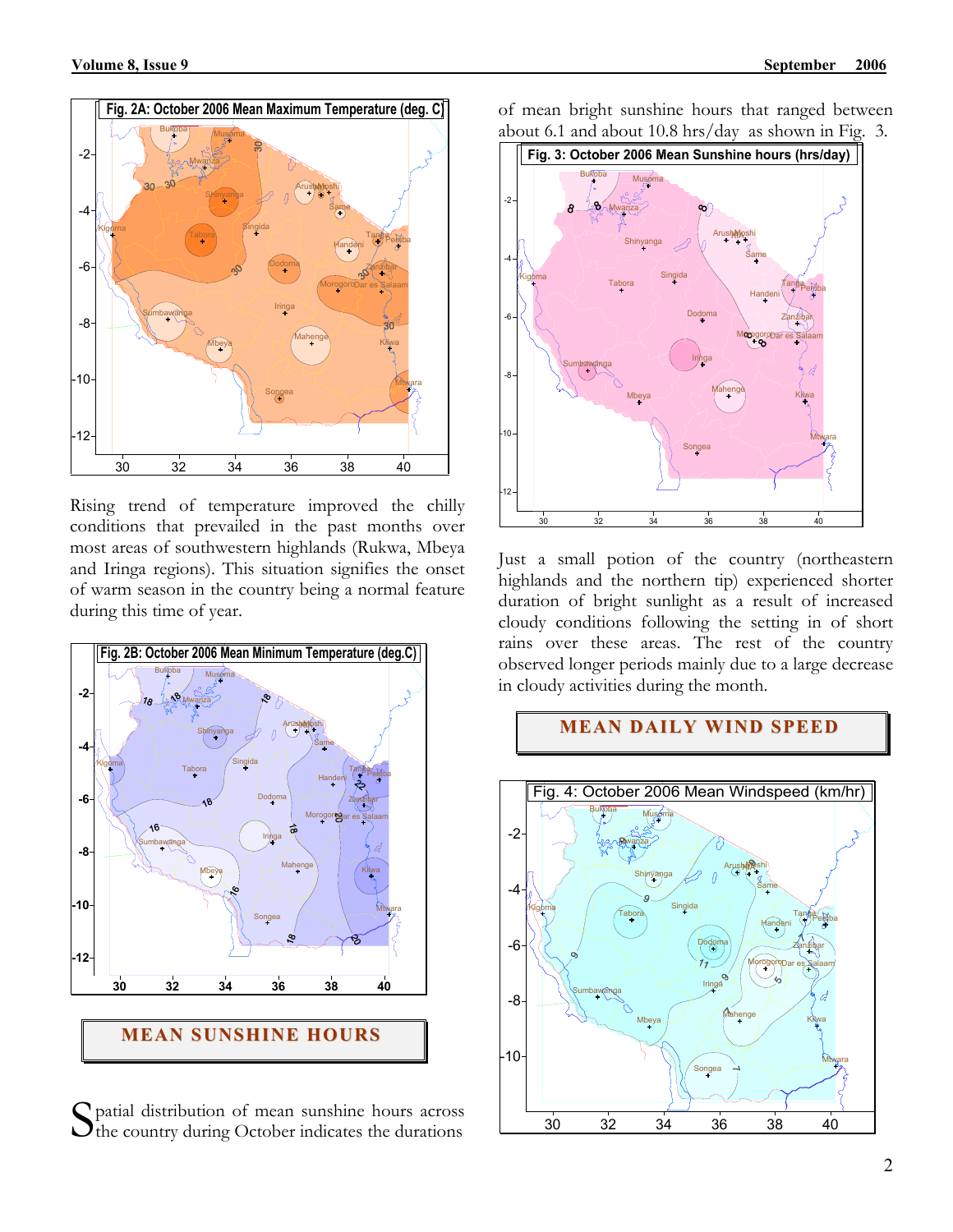Fig. 2A: October 2006 Mean Maximum Temperature (deg. C)

Rising trend of temperature improved the chilly conditions that prevailed in the past months over most areas of southwestern highlands (Rukwa, Mbeya and Iringa regions). This situation signifies the onset of warm season in the country being a normal feature during this time of year.

Fig. 2B: October 2006 Mean Minimum Temperature (deg.C)

## MEAN SUNSHINE HOURS

Spatial distribution of mean sunshine hours across the country during October indicates the durations of mean bright sunshine hours that ranged between about 6.1 and about 10.8 hrs/day as shown in Fig. 3.

Fig. 3: October 2006 Mean Sunshine hours (hrs/day)

Just a small potion of the country (northeastern highlands and the northern tip) experienced shorter duration of bright sunlight as a result of increased cloudy conditions following the setting in of short rains over these areas. The rest of the country observed longer periods mainly due to a large decrease in cloudy activities during the month.

## MEAN DAILY WIND SPEED

Fig. 4: October 2006 Mean Windspeed (km/hr)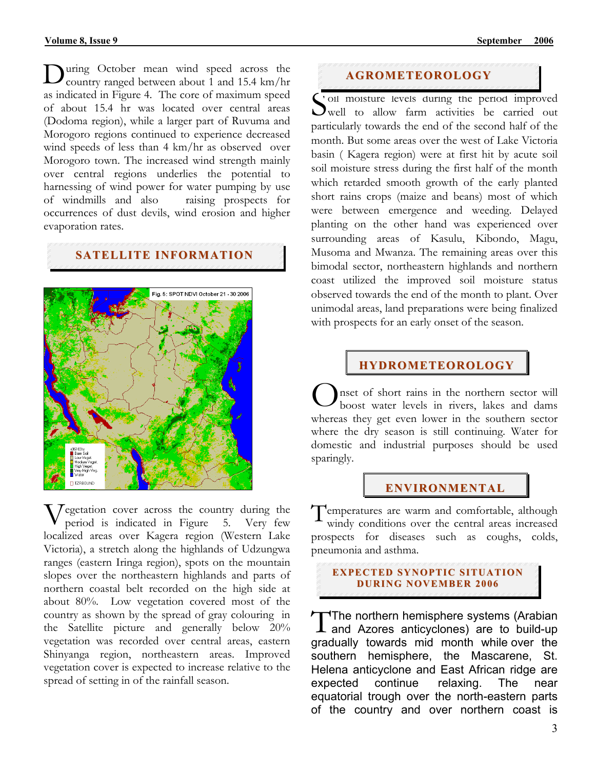During October mean wind speed across the country ranged between about 1 and 15.4 km/hr as indicated in Figure 4. The core of maximum speed of about 15.4 hr was located over central areas (Dodoma region), while a larger part of Ruvuma and Morogoro regions continued to experience decreased wind speeds of less than 4 km/hr as observed over Morogoro town. The increased wind strength mainly over central regions underlies the potential to harnessing of wind power for water pumping by use of windmills and also raising prospects for occurrences of dust devils, wind erosion and higher evaporation rates.

## SATELLITE INFORMATION

Fig. 5: SPOT NDVI October 21 - 30 2006

Vegetation cover across the country during the period is indicated in Figure 5. Very few localized areas over Kagera region (Western Lake Victoria), a stretch along the highlands of Udzungwa ranges (eastern Iringa region), spots on the mountain slopes over the northeastern highlands and parts of northern coastal belt recorded on the high side at about 80%. Low vegetation covered most of the country as shown by the spread of gray colouring in the Satellite picture and generally below 20% vegetation was recorded over central areas, eastern Shinyanga region, northeastern areas. Improved vegetation cover is expected to increase relative to the spread of setting in of the rainfall season.

## AGROMETEOROLOGY

Soil moisture levels during the period improved well to allow farm activities be carried out particularly towards the end of the second half of the month. But some areas over the west of Lake Victoria basin ( Kagera region) were at first hit by acute soil soil moisture stress during the first half of the month which retarded smooth growth of the early planted short rains crops (maize and beans) most of which were between emergence and weeding. Delayed planting on the other hand was experienced over surrounding areas of Kasulu, Kibondo, Magu, Musoma and Mwanza. The remaining areas over this bimodal sector, northeastern highlands and northern coast utilized the improved soil moisture status observed towards the end of the month to plant. Over unimodal areas, land preparations were being finalized with prospects for an early onset of the season.

## HYDROMETEOROLOGY

Onset of short rains in the northern sector will boost water levels in rivers, lakes and dams whereas they get even lower in the southern sector where the dry season is still continuing. Water for domestic and industrial purposes should be used sparingly.

## ENVIRONMENTAL

Temperatures are warm and comfortable, although windy conditions over the central areas increased prospects for diseases such as coughs, colds, pneumonia and asthma.

## EXPECTED SYNOPTIC SITUATION DURING NOVEMBER 2006

The northern hemisphere systems (Arabian and Azores anticyclones) are to build-up gradually towards mid month while over the southern hemisphere, the Mascarene, St. Helena anticyclone and East African ridge are expected continue relaxing. The near equatorial trough over the north-eastern parts of the country and over northern coast is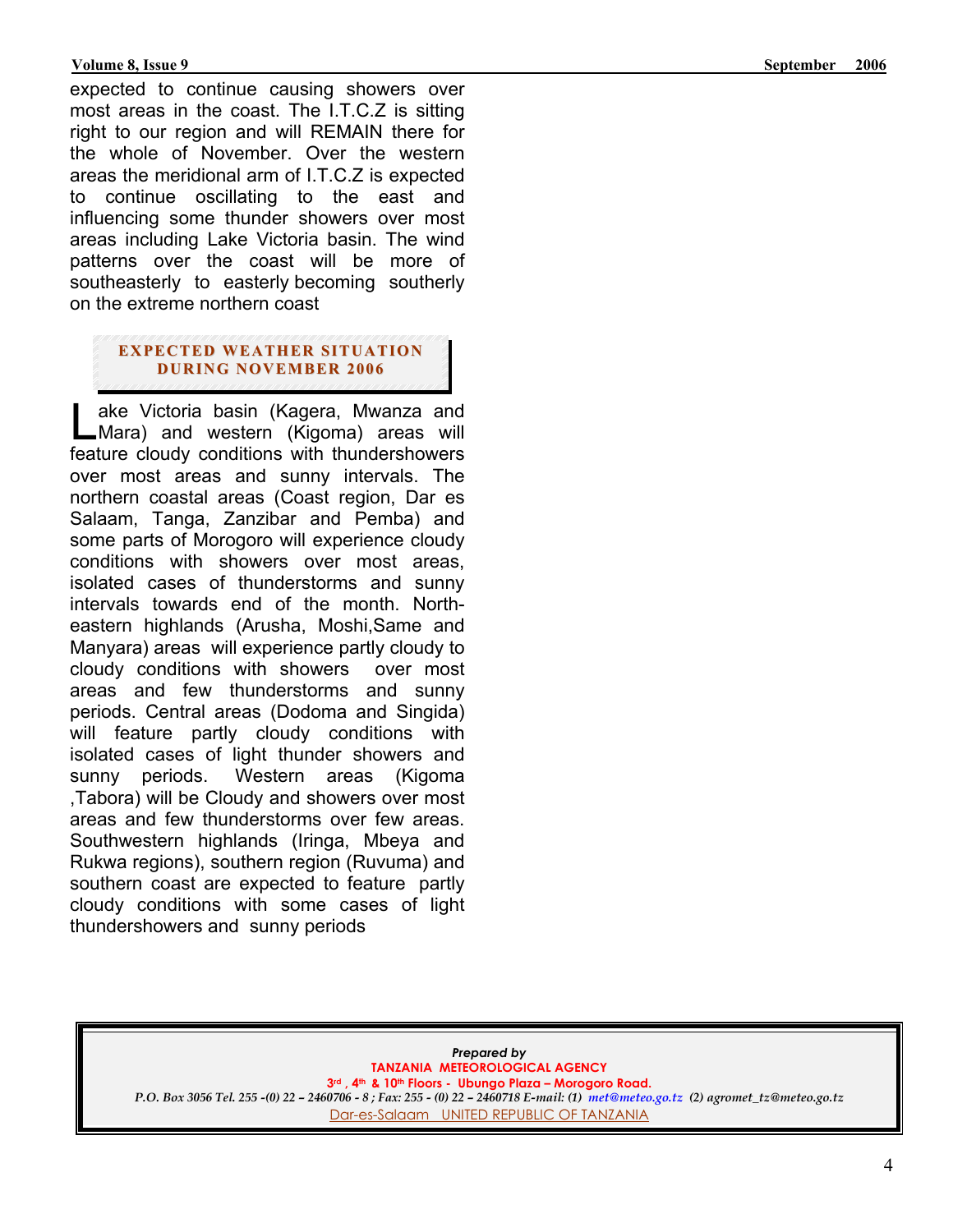expected to continue causing showers over most areas in the coast. The I.T.C.Z is sitting right to our region and will REMAIN there for the whole of November. Over the western areas the meridional arm of I.T.C.Z is expected to continue oscillating to the east and influencing some thunder showers over most areas including Lake Victoria basin. The wind patterns over the coast will be more of southeasterly to easterly becoming southerly on the extreme northern coast

## EXPECTED WEATHER SITUATION DURING NOVEMBER 2006

Lake Victoria basin (Kagera, Mwanza and Mara) and western (Kigoma) areas will feature cloudy conditions with thundershowers over most areas and sunny intervals. The northern coastal areas (Coast region, Dar es Salaam, Tanga, Zanzibar and Pemba) and some parts of Morogoro will experience cloudy conditions with showers over most areas, isolated cases of thunderstorms and sunny intervals towards end of the month. North-eastern highlands (Arusha, Moshi,Same and Manyara) areas will experience partly cloudy to cloudy conditions with showers over most areas and few thunderstorms and sunny periods. Central areas (Dodoma and Singida) will feature partly cloudy conditions with isolated cases of light thunder showers and sunny periods. Western areas (Kigoma ,Tabora) will be Cloudy and showers over most areas and few thunderstorms over few areas. Southwestern highlands (Iringa, Mbeya and Rukwa regions), southern region (Ruvuma) and southern coast are expected to feature partly cloudy conditions with some cases of light thundershowers and sunny periods

*Prepared by*
**TANZANIA METEOROLOGICAL AGENCY**
**3rd , 4th & 10th Floors - Ubungo Plaza – Morogoro Road.**
*P.O. Box 3056 Tel. 255 -(0) 22 – 2460706 - 8 ; Fax: 255 - (0) 22 – 2460718 E-mail: (1) met@meteo.go.tz (2) agromet_tz@meteo.go.tz*
Dar-es-Salaam UNITED REPUBLIC OF TANZANIA